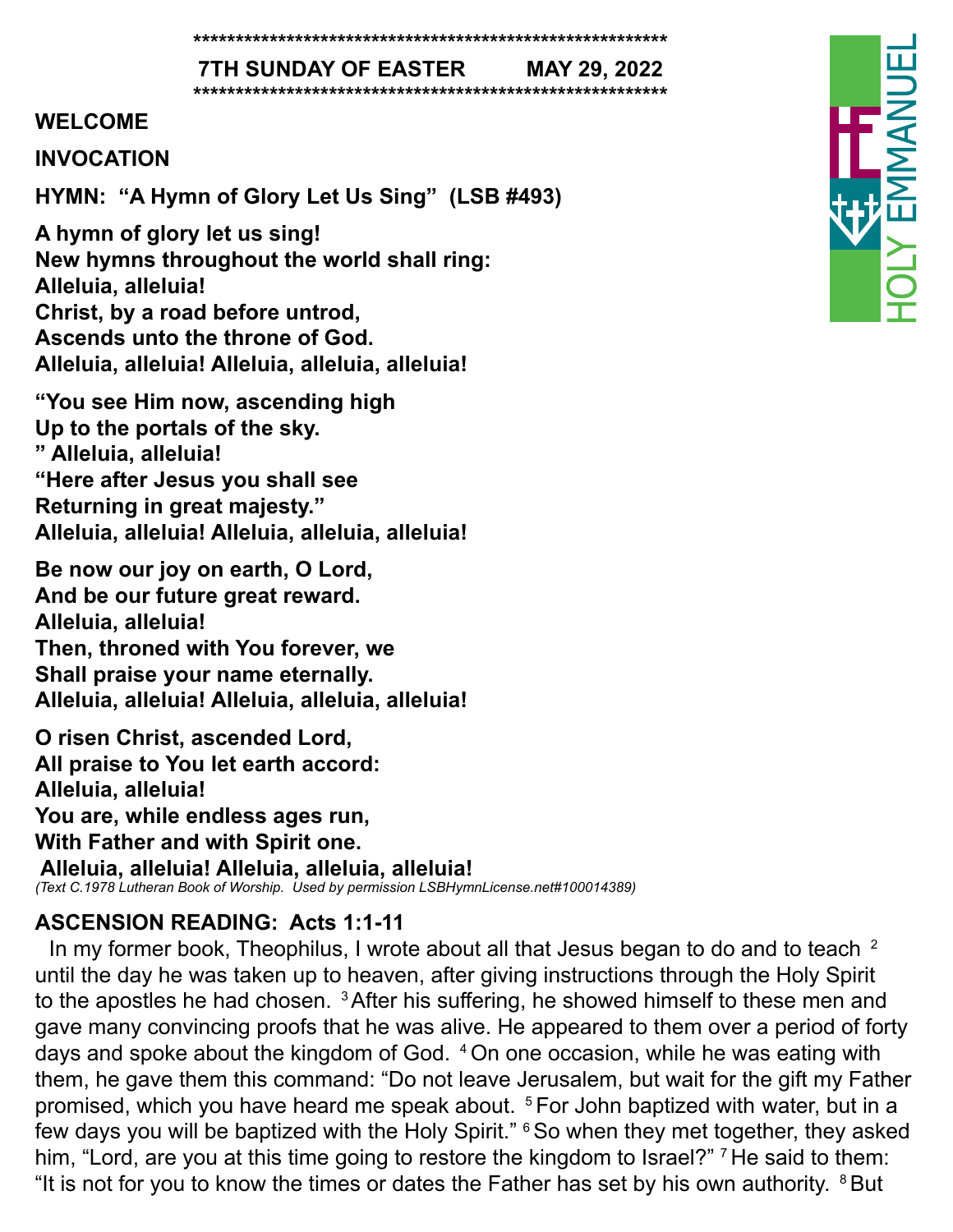*********************************************************

**7TH SUNDAY OF EASTER MAY 29, 2022**

*********************************************************

HOLY EMMANUEL

**WELCOME**

**INVOCATION**

**HYMN: "A Hymn of Glory Let Us Sing" (LSB #493)**

**A hymn of glory let us sing!**
**New hymns throughout the world shall ring:**
**Alleluia, alleluia!**
**Christ, by a road before untrod,**
**Ascends unto the throne of God.**
**Alleluia, alleluia! Alleluia, alleluia, alleluia!**

**"You see Him now, ascending high**
**Up to the portals of the sky.**
**" Alleluia, alleluia!**
**"Here after Jesus you shall see**
**Returning in great majesty."**
**Alleluia, alleluia! Alleluia, alleluia, alleluia!**

**Be now our joy on earth, O Lord,**
**And be our future great reward.**
**Alleluia, alleluia!**
**Then, throned with You forever, we**
**Shall praise your name eternally.**
**Alleluia, alleluia! Alleluia, alleluia, alleluia!**

**O risen Christ, ascended Lord,**
**All praise to You let earth accord:**
**Alleluia, alleluia!**
**You are, while endless ages run,**
**With Father and with Spirit one.**
**Alleluia, alleluia! Alleluia, alleluia, alleluia!**

*(Text C.1978 Lutheran Book of Worship. Used by permission LSBHymnLicense.net#100014389)*

**ASCENSION READING: Acts 1:1-11**

In my former book, Theophilus, I wrote about all that Jesus began to do and to teach [2] until the day he was taken up to heaven, after giving instructions through the Holy Spirit to the apostles he had chosen. [3] After his suffering, he showed himself to these men and gave many convincing proofs that he was alive. He appeared to them over a period of forty days and spoke about the kingdom of God. [4] On one occasion, while he was eating with them, he gave them this command: "Do not leave Jerusalem, but wait for the gift my Father promised, which you have heard me speak about. [5] For John baptized with water, but in a few days you will be baptized with the Holy Spirit." [6] So when they met together, they asked him, "Lord, are you at this time going to restore the kingdom to Israel?" [7] He said to them: "It is not for you to know the times or dates the Father has set by his own authority. [8] But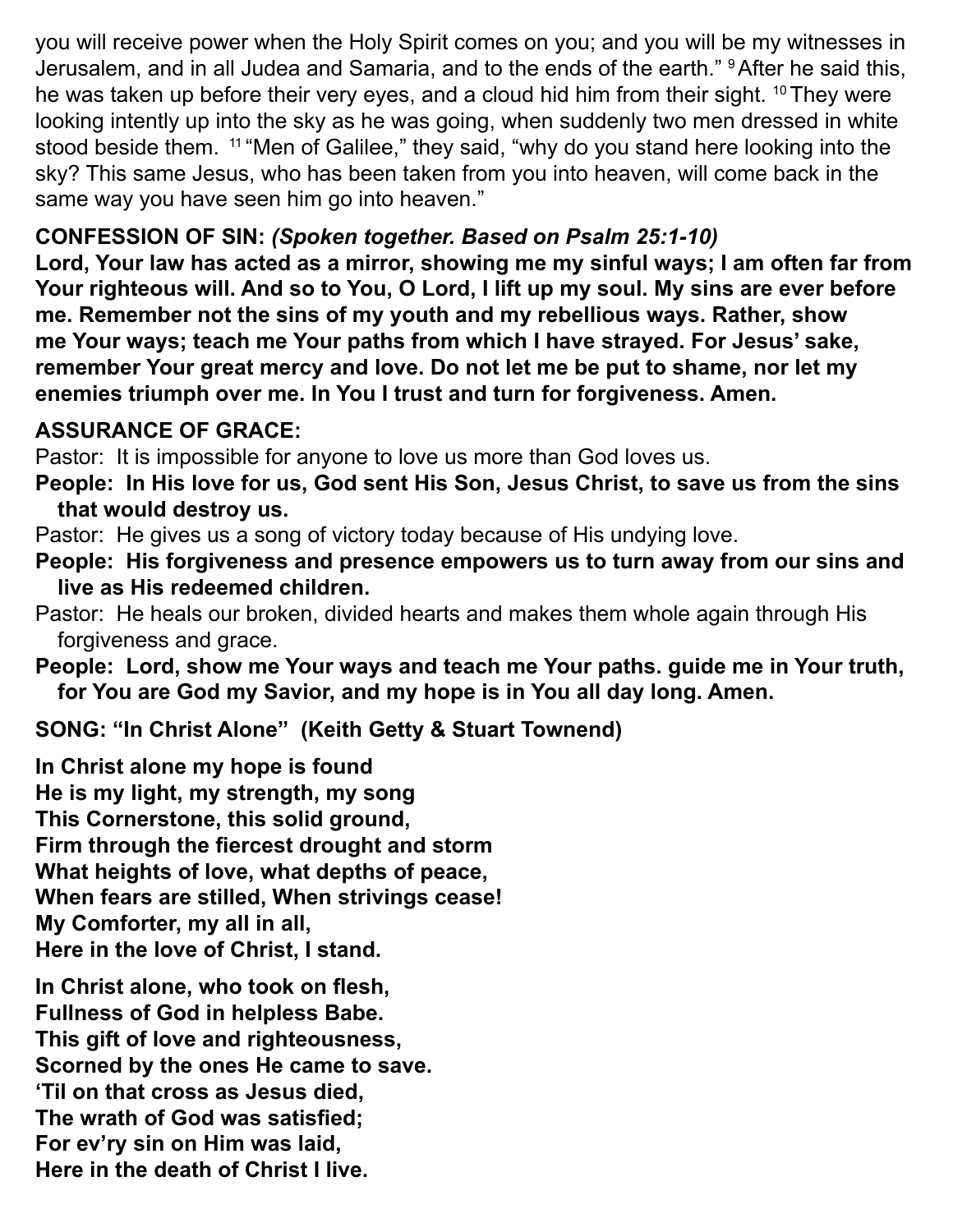you will receive power when the Holy Spirit comes on you; and you will be my witnesses in Jerusalem, and in all Judea and Samaria, and to the ends of the earth.” [9] After he said this, he was taken up before their very eyes, and a cloud hid him from their sight. [10] They were looking intently up into the sky as he was going, when suddenly two men dressed in white stood beside them. [11] “Men of Galilee,” they said, “why do you stand here looking into the sky? This same Jesus, who has been taken from you into heaven, will come back in the same way you have seen him go into heaven.”

**CONFESSION OF SIN:** ***(Spoken together. Based on Psalm 25:1-10)***
**Lord, Your law has acted as a mirror, showing me my sinful ways; I am often far from Your righteous will. And so to You, O Lord, I lift up my soul. My sins are ever before me. Remember not the sins of my youth and my rebellious ways. Rather, show me Your ways; teach me Your paths from which I have strayed. For Jesus’ sake, remember Your great mercy and love. Do not let me be put to shame, nor let my enemies triumph over me. In You I trust and turn for forgiveness. Amen.**

**ASSURANCE OF GRACE:**

Pastor: It is impossible for anyone to love us more than God loves us.

**People: In His love for us, God sent His Son, Jesus Christ, to save us from the sins that would destroy us.**

Pastor: He gives us a song of victory today because of His undying love.

**People: His forgiveness and presence empowers us to turn away from our sins and live as His redeemed children.**

Pastor: He heals our broken, divided hearts and makes them whole again through His forgiveness and grace.

**People: Lord, show me Your ways and teach me Your paths. guide me in Your truth, for You are God my Savior, and my hope is in You all day long. Amen.**

**SONG: “In Christ Alone” (Keith Getty & Stuart Townend)**

**In Christ alone my hope is found**
**He is my light, my strength, my song**
**This Cornerstone, this solid ground,**
**Firm through the fiercest drought and storm**
**What heights of love, what depths of peace,**
**When fears are stilled, When strivings cease!**
**My Comforter, my all in all,**
**Here in the love of Christ, I stand.**

**In Christ alone, who took on flesh,**
**Fullness of God in helpless Babe.**
**This gift of love and righteousness,**
**Scorned by the ones He came to save.**
**‘Til on that cross as Jesus died,**
**The wrath of God was satisfied;**
**For ev’ry sin on Him was laid,**
**Here in the death of Christ I live.**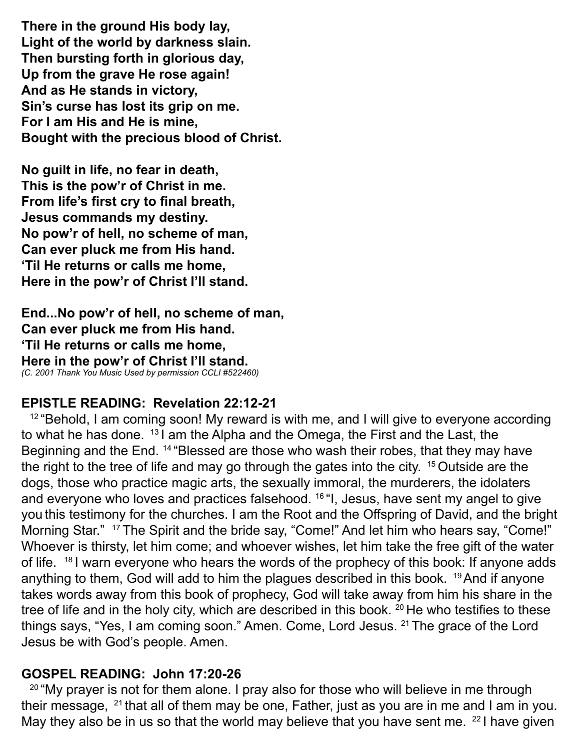**There in the ground His body lay,**
**Light of the world by darkness slain.**
**Then bursting forth in glorious day,**
**Up from the grave He rose again!**
**And as He stands in victory,**
**Sin's curse has lost its grip on me.**
**For I am His and He is mine,**
**Bought with the precious blood of Christ.**

**No guilt in life, no fear in death,**
**This is the pow'r of Christ in me.**
**From life's first cry to final breath,**
**Jesus commands my destiny.**
**No pow'r of hell, no scheme of man,**
**Can ever pluck me from His hand.**
**'Til He returns or calls me home,**
**Here in the pow'r of Christ I'll stand.**

**End...No pow'r of hell, no scheme of man,**
**Can ever pluck me from His hand.**
**'Til He returns or calls me home,**
**Here in the pow'r of Christ I'll stand.**
*(C. 2001 Thank You Music Used by permission CCLI #522460)*

**EPISTLE READING: Revelation 22:12-21**

[12] "Behold, I am coming soon! My reward is with me, and I will give to everyone according to what he has done. [13] I am the Alpha and the Omega, the First and the Last, the Beginning and the End. [14] "Blessed are those who wash their robes, that they may have the right to the tree of life and may go through the gates into the city. [15] Outside are the dogs, those who practice magic arts, the sexually immoral, the murderers, the idolaters and everyone who loves and practices falsehood. [16] "I, Jesus, have sent my angel to give you this testimony for the churches. I am the Root and the Offspring of David, and the bright Morning Star." [17] The Spirit and the bride say, "Come!" And let him who hears say, "Come!" Whoever is thirsty, let him come; and whoever wishes, let him take the free gift of the water of life. [18] I warn everyone who hears the words of the prophecy of this book: If anyone adds anything to them, God will add to him the plagues described in this book. [19] And if anyone takes words away from this book of prophecy, God will take away from him his share in the tree of life and in the holy city, which are described in this book. [20] He who testifies to these things says, "Yes, I am coming soon." Amen. Come, Lord Jesus. [21] The grace of the Lord Jesus be with God's people. Amen.

**GOSPEL READING: John 17:20-26**

[20] "My prayer is not for them alone. I pray also for those who will believe in me through their message, [21] that all of them may be one, Father, just as you are in me and I am in you. May they also be in us so that the world may believe that you have sent me. [22] I have given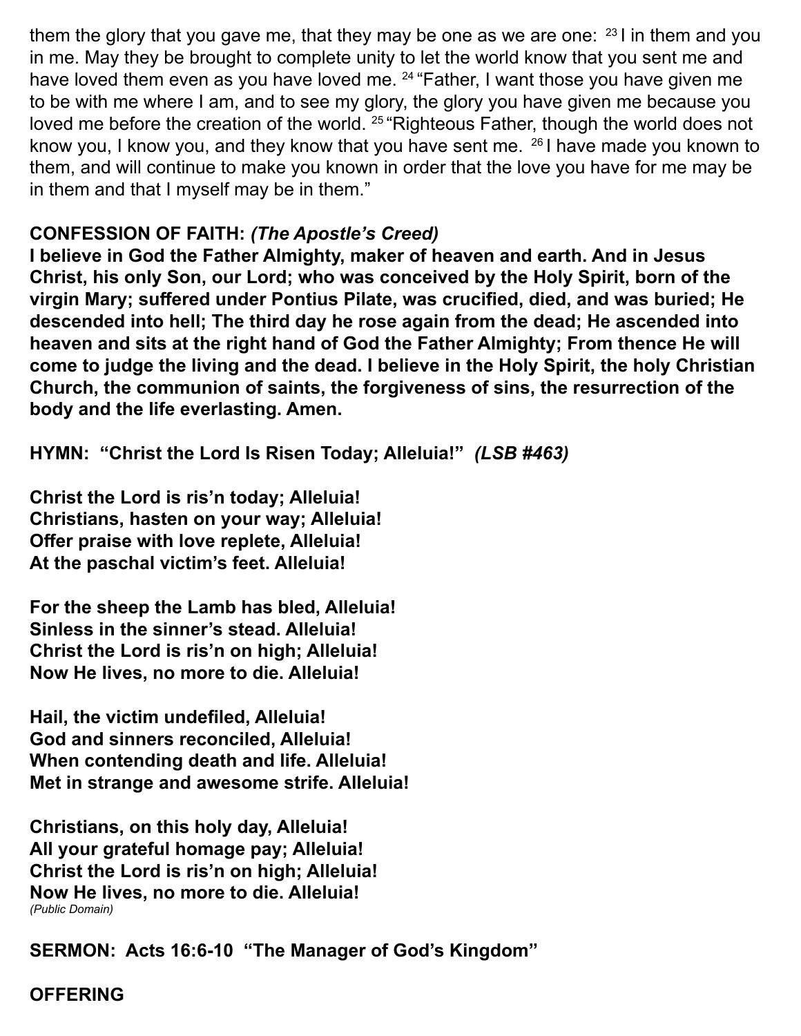them the glory that you gave me, that they may be one as we are one: [23] I in them and you in me. May they be brought to complete unity to let the world know that you sent me and have loved them even as you have loved me. [24] "Father, I want those you have given me to be with me where I am, and to see my glory, the glory you have given me because you loved me before the creation of the world. [25] "Righteous Father, though the world does not know you, I know you, and they know that you have sent me. [26] I have made you known to them, and will continue to make you known in order that the love you have for me may be in them and that I myself may be in them."

**CONFESSION OF FAITH:** ***(The Apostle's Creed)***

**I believe in God the Father Almighty, maker of heaven and earth. And in Jesus Christ, his only Son, our Lord; who was conceived by the Holy Spirit, born of the virgin Mary; suffered under Pontius Pilate, was crucified, died, and was buried; He descended into hell; The third day he rose again from the dead; He ascended into heaven and sits at the right hand of God the Father Almighty; From thence He will come to judge the living and the dead. I believe in the Holy Spirit, the holy Christian Church, the communion of saints, the forgiveness of sins, the resurrection of the body and the life everlasting. Amen.**

**HYMN: "Christ the Lord Is Risen Today; Alleluia!"** ***(LSB #463)***

**Christ the Lord is ris'n today; Alleluia!**
**Christians, hasten on your way; Alleluia!**
**Offer praise with love replete, Alleluia!**
**At the paschal victim's feet. Alleluia!**

**For the sheep the Lamb has bled, Alleluia!**
**Sinless in the sinner's stead. Alleluia!**
**Christ the Lord is ris'n on high; Alleluia!**
**Now He lives, no more to die. Alleluia!**

**Hail, the victim undefiled, Alleluia!**
**God and sinners reconciled, Alleluia!**
**When contending death and life. Alleluia!**
**Met in strange and awesome strife. Alleluia!**

**Christians, on this holy day, Alleluia!**
**All your grateful homage pay; Alleluia!**
**Christ the Lord is ris'n on high; Alleluia!**
**Now He lives, no more to die. Alleluia!**
*(Public Domain)*

**SERMON: Acts 16:6-10 "The Manager of God's Kingdom"**

**OFFERING**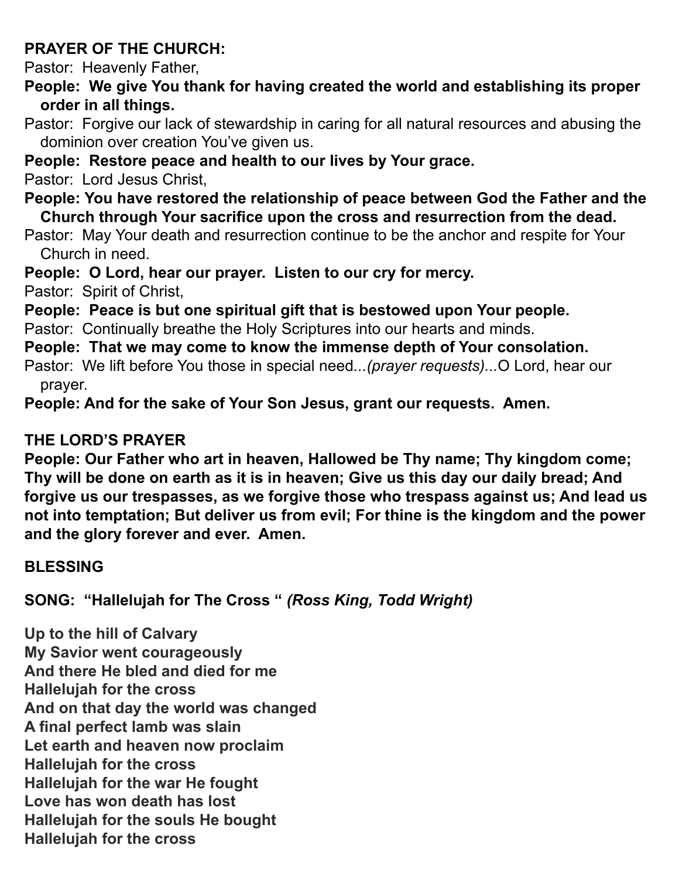**PRAYER OF THE CHURCH:**

Pastor: Heavenly Father,

**People: We give You thank for having created the world and establishing its proper order in all things.**

Pastor: Forgive our lack of stewardship in caring for all natural resources and abusing the dominion over creation You've given us.

**People: Restore peace and health to our lives by Your grace.**

Pastor: Lord Jesus Christ,

**People: You have restored the relationship of peace between God the Father and the Church through Your sacrifice upon the cross and resurrection from the dead.**

Pastor: May Your death and resurrection continue to be the anchor and respite for Your Church in need.

**People: O Lord, hear our prayer. Listen to our cry for mercy.**

Pastor: Spirit of Christ,

**People: Peace is but one spiritual gift that is bestowed upon Your people.**

Pastor: Continually breathe the Holy Scriptures into our hearts and minds.

**People: That we may come to know the immense depth of Your consolation.**

Pastor: We lift before You those in special need*...(prayer requests)...*O Lord, hear our prayer.

**People: And for the sake of Your Son Jesus, grant our requests. Amen.**

**THE LORD'S PRAYER**

**People: Our Father who art in heaven, Hallowed be Thy name; Thy kingdom come; Thy will be done on earth as it is in heaven; Give us this day our daily bread; And forgive us our trespasses, as we forgive those who trespass against us; And lead us not into temptation; But deliver us from evil; For thine is the kingdom and the power and the glory forever and ever. Amen.**

**BLESSING**

**SONG: "Hallelujah for The Cross "** ***(Ross King, Todd Wright)***

**Up to the hill of Calvary**
**My Savior went courageously**
**And there He bled and died for me**
**Hallelujah for the cross**
**And on that day the world was changed**
**A final perfect lamb was slain**
**Let earth and heaven now proclaim**
**Hallelujah for the cross**
**Hallelujah for the war He fought**
**Love has won death has lost**
**Hallelujah for the souls He bought**
**Hallelujah for the cross**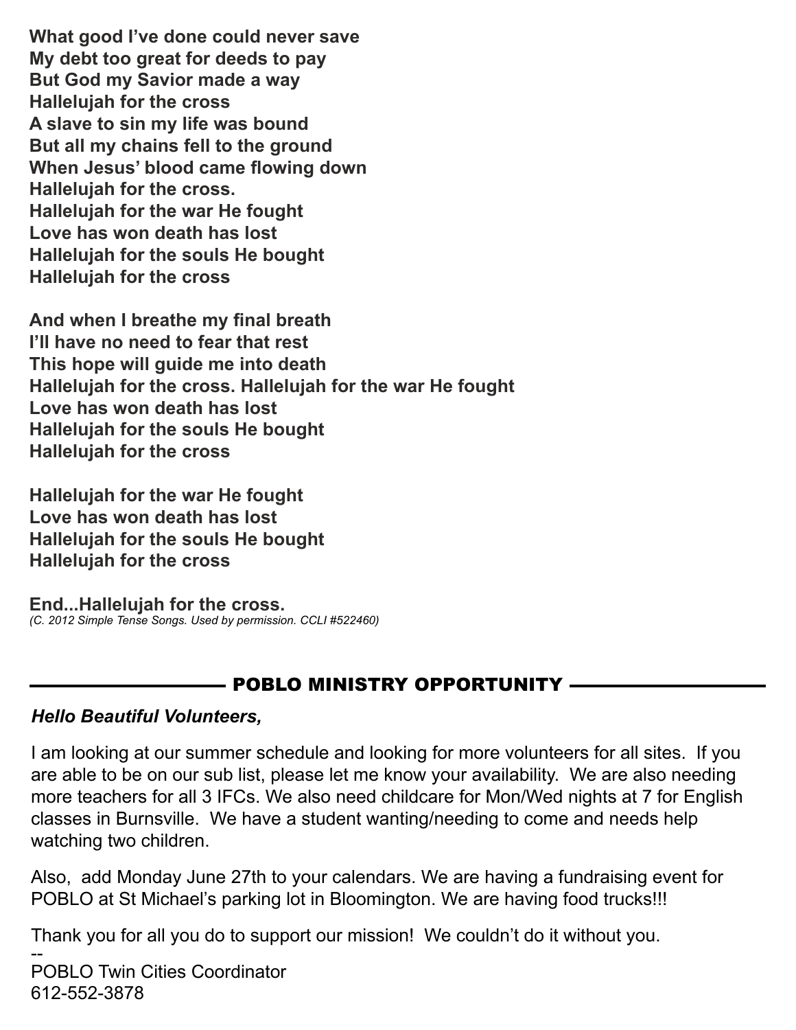**What good I've done could never save**
**My debt too great for deeds to pay**
**But God my Savior made a way**
**Hallelujah for the cross**
**A slave to sin my life was bound**
**But all my chains fell to the ground**
**When Jesus' blood came flowing down**
**Hallelujah for the cross.**
**Hallelujah for the war He fought**
**Love has won death has lost**
**Hallelujah for the souls He bought**
**Hallelujah for the cross**

**And when I breathe my final breath**
**I'll have no need to fear that rest**
**This hope will guide me into death**
**Hallelujah for the cross. Hallelujah for the war He fought**
**Love has won death has lost**
**Hallelujah for the souls He bought**
**Hallelujah for the cross**

**Hallelujah for the war He fought**
**Love has won death has lost**
**Hallelujah for the souls He bought**
**Hallelujah for the cross**

**End...Hallelujah for the cross.**
*(C. 2012 Simple Tense Songs. Used by permission. CCLI #522460)*

## POBLO MINISTRY OPPORTUNITY

***Hello Beautiful Volunteers,***

I am looking at our summer schedule and looking for more volunteers for all sites. If you are able to be on our sub list, please let me know your availability. We are also needing more teachers for all 3 IFCs. We also need childcare for Mon/Wed nights at 7 for English classes in Burnsville. We have a student wanting/needing to come and needs help watching two children.

Also, add Monday June 27th to your calendars. We are having a fundraising event for POBLO at St Michael's parking lot in Bloomington. We are having food trucks!!!

Thank you for all you do to support our mission! We couldn't do it without you.
--
POBLO Twin Cities Coordinator
612-552-3878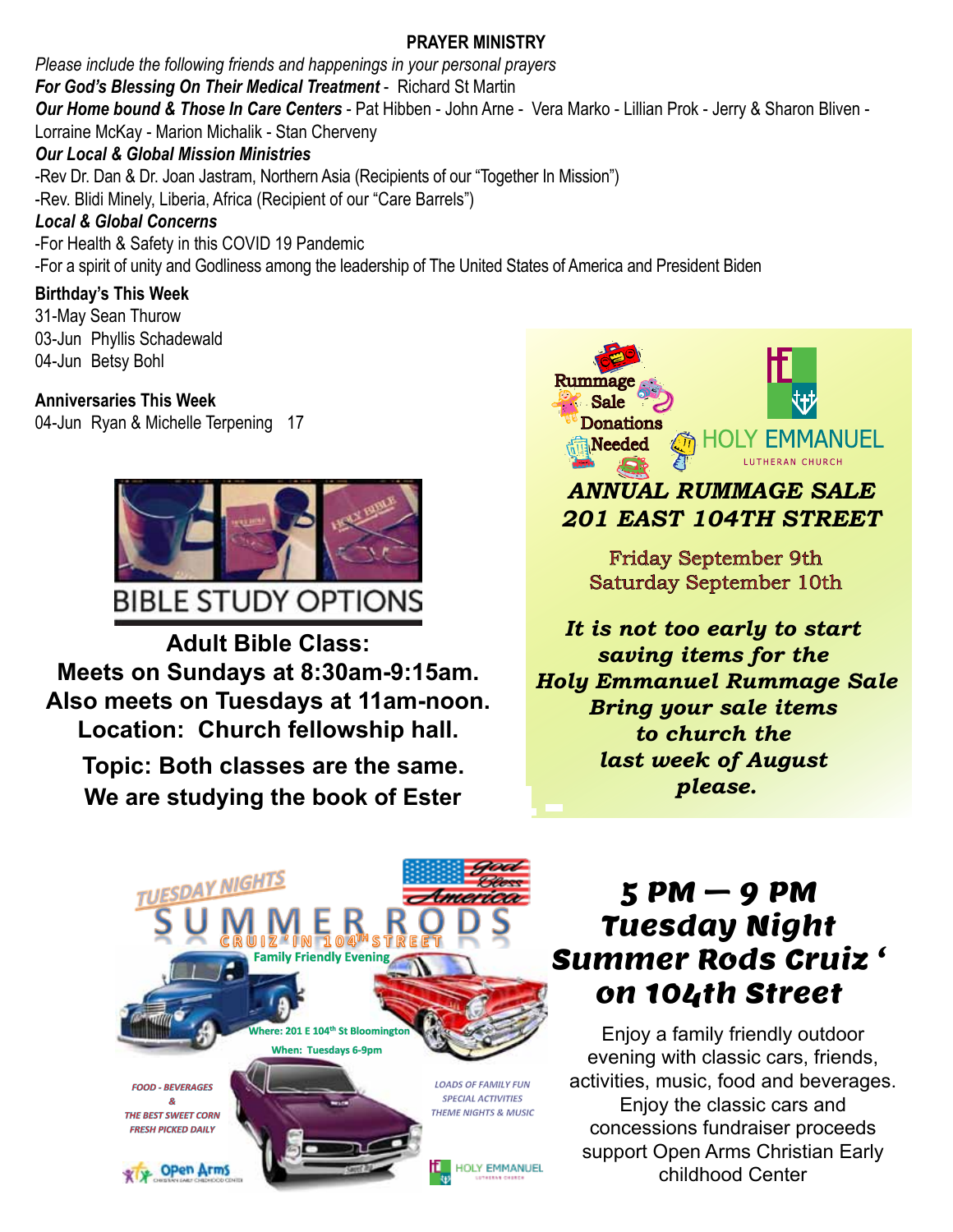## PRAYER MINISTRY

*Please include the following friends and happenings in your personal prayers*

***For God's Blessing On Their Medical Treatment*** - Richard St Martin

***Our Home bound & Those In Care Centers*** - Pat Hibben - John Arne - Vera Marko - Lillian Prok - Jerry & Sharon Bliven - Lorraine McKay - Marion Michalik - Stan Cherveny

***Our Local & Global Mission Ministries***

-Rev Dr. Dan & Dr. Joan Jastram, Northern Asia (Recipients of our "Together In Mission")

-Rev. Blidi Minely, Liberia, Africa (Recipient of our "Care Barrels")

***Local & Global Concerns***

-For Health & Safety in this COVID 19 Pandemic

-For a spirit of unity and Godliness among the leadership of The United States of America and President Biden

**Birthday's This Week**

31-May Sean Thurow

03-Jun Phyllis Schadewald

04-Jun Betsy Bohl

**Anniversaries This Week**

04-Jun Ryan & Michelle Terpening 17

## BIBLE STUDY OPTIONS

**Adult Bible Class:**
**Meets on Sundays at 8:30am-9:15am.**
**Also meets on Tuesdays at 11am-noon.**
**Location: Church fellowship hall.**

**Topic: Both classes are the same.**
**We are studying the book of Ester**

Rummage Sale Donations Needed

HOLY EMMANUEL LUTHERAN CHURCH

***ANNUAL RUMMAGE SALE***
***201 EAST 104TH STREET***

Friday September 9th
Saturday September 10th

***It is not too early to start saving items for the Holy Emmanuel Rummage Sale Bring your sale items to church the last week of August please.***

TUESDAY NIGHTS
SUMMER RODS
CRUIZ'IN 104TH STREET
Family Friendly Evening

God Bless America

Where: 201 E 104th St Bloomington
When: Tuesdays 6-9pm

FOOD - BEVERAGES & THE BEST SWEET CORN FRESH PICKED DAILY

LOADS OF FAMILY FUN
SPECIAL ACTIVITIES
THEME NIGHTS & MUSIC

Open Arms Christian Early Childhood Center

HOLY EMMANUEL LUTHERAN CHURCH

## 5 PM — 9 PM Tuesday Night Summer Rods Cruiz ' on 104th Street

Enjoy a family friendly outdoor evening with classic cars, friends, activities, music, food and beverages. Enjoy the classic cars and concessions fundraiser proceeds support Open Arms Christian Early childhood Center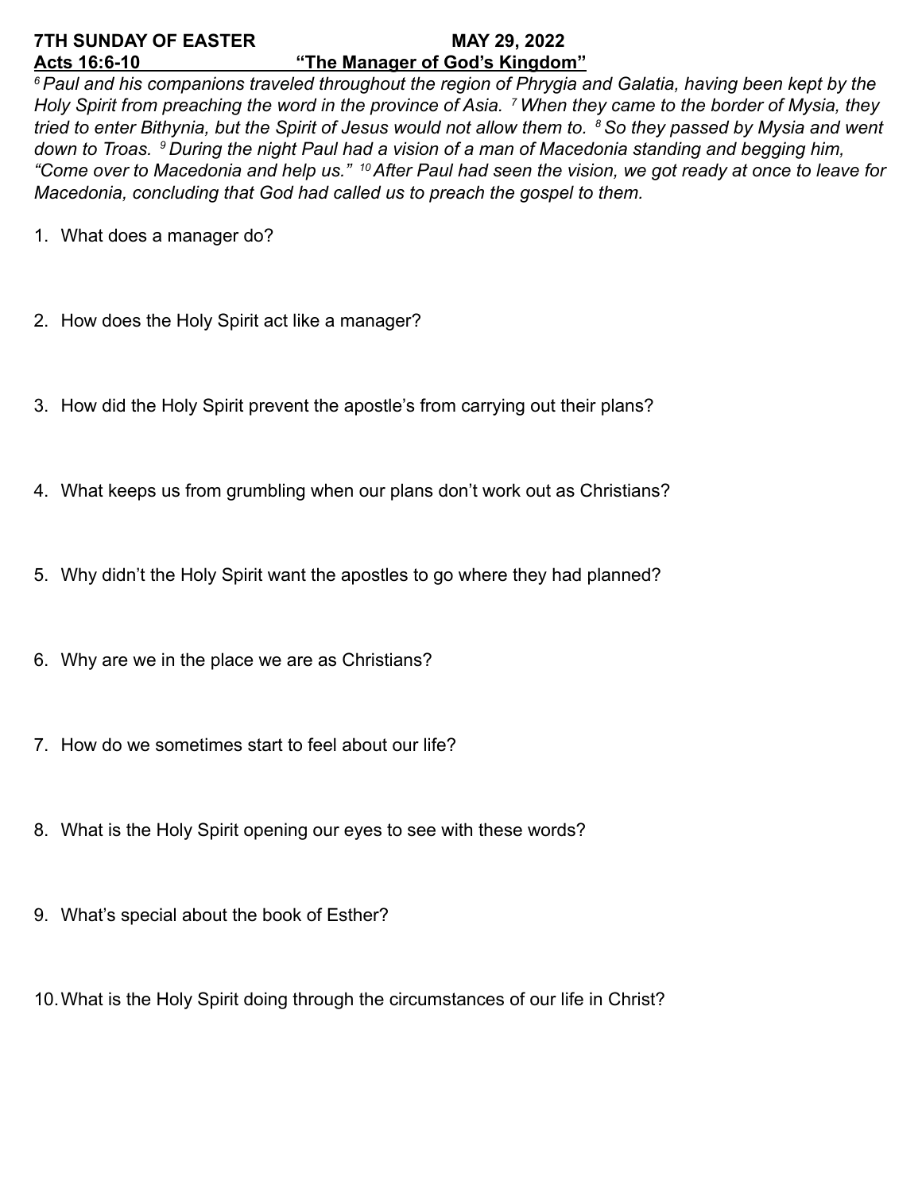**7TH SUNDAY OF EASTER** **MAY 29, 2022**

**Acts 16:6-10** **"The Manager of God's Kingdom"**

*[6] Paul and his companions traveled throughout the region of Phrygia and Galatia, having been kept by the Holy Spirit from preaching the word in the province of Asia. [7] When they came to the border of Mysia, they tried to enter Bithynia, but the Spirit of Jesus would not allow them to. [8] So they passed by Mysia and went down to Troas. [9] During the night Paul had a vision of a man of Macedonia standing and begging him, "Come over to Macedonia and help us." [10] After Paul had seen the vision, we got ready at once to leave for Macedonia, concluding that God had called us to preach the gospel to them.*

1. What does a manager do?

2. How does the Holy Spirit act like a manager?

3. How did the Holy Spirit prevent the apostle's from carrying out their plans?

4. What keeps us from grumbling when our plans don't work out as Christians?

5. Why didn't the Holy Spirit want the apostles to go where they had planned?

6. Why are we in the place we are as Christians?

7. How do we sometimes start to feel about our life?

8. What is the Holy Spirit opening our eyes to see with these words?

9. What's special about the book of Esther?

10. What is the Holy Spirit doing through the circumstances of our life in Christ?